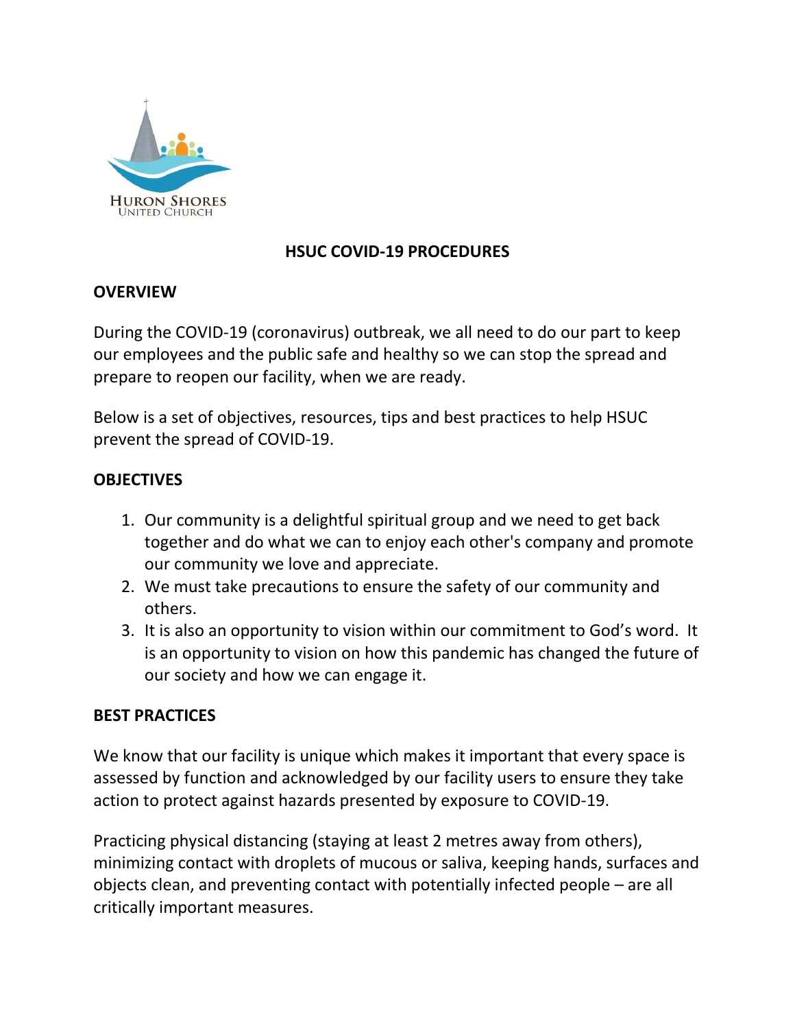HURON SHORES
UNITED CHURCH

# HSUC COVID-19 PROCEDURES

## OVERVIEW

During the COVID-19 (coronavirus) outbreak, we all need to do our part to keep our employees and the public safe and healthy so we can stop the spread and prepare to reopen our facility, when we are ready.

Below is a set of objectives, resources, tips and best practices to help HSUC prevent the spread of COVID-19.

## OBJECTIVES

1. Our community is a delightful spiritual group and we need to get back together and do what we can to enjoy each other's company and promote our community we love and appreciate.
2. We must take precautions to ensure the safety of our community and others.
3. It is also an opportunity to vision within our commitment to God's word. It is an opportunity to vision on how this pandemic has changed the future of our society and how we can engage it.

## BEST PRACTICES

We know that our facility is unique which makes it important that every space is assessed by function and acknowledged by our facility users to ensure they take action to protect against hazards presented by exposure to COVID-19.

Practicing physical distancing (staying at least 2 metres away from others), minimizing contact with droplets of mucous or saliva, keeping hands, surfaces and objects clean, and preventing contact with potentially infected people – are all critically important measures.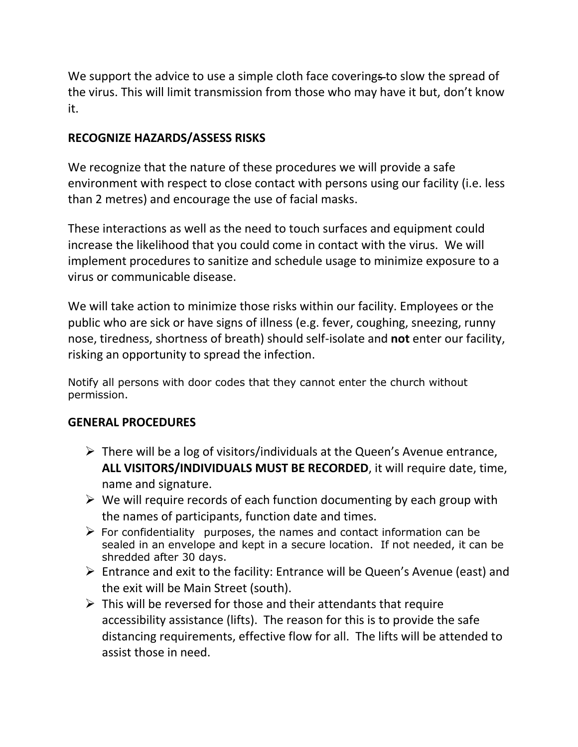We support the advice to use a simple cloth face coverings to slow the spread of the virus. This will limit transmission from those who may have it but, don't know it.

## RECOGNIZE HAZARDS/ASSESS RISKS

We recognize that the nature of these procedures we will provide a safe environment with respect to close contact with persons using our facility (i.e. less than 2 metres) and encourage the use of facial masks.

These interactions as well as the need to touch surfaces and equipment could increase the likelihood that you could come in contact with the virus. We will implement procedures to sanitize and schedule usage to minimize exposure to a virus or communicable disease.

We will take action to minimize those risks within our facility. Employees or the public who are sick or have signs of illness (e.g. fever, coughing, sneezing, runny nose, tiredness, shortness of breath) should self-isolate and **not** enter our facility, risking an opportunity to spread the infection.

Notify all persons with door codes that they cannot enter the church without permission.

## GENERAL PROCEDURES

- There will be a log of visitors/individuals at the Queen's Avenue entrance, **ALL VISITORS/INDIVIDUALS MUST BE RECORDED**, it will require date, time, name and signature.
- We will require records of each function documenting by each group with the names of participants, function date and times.
- For confidentiality purposes, the names and contact information can be sealed in an envelope and kept in a secure location. If not needed, it can be shredded after 30 days.
- Entrance and exit to the facility: Entrance will be Queen's Avenue (east) and the exit will be Main Street (south).
- This will be reversed for those and their attendants that require accessibility assistance (lifts). The reason for this is to provide the safe distancing requirements, effective flow for all. The lifts will be attended to assist those in need.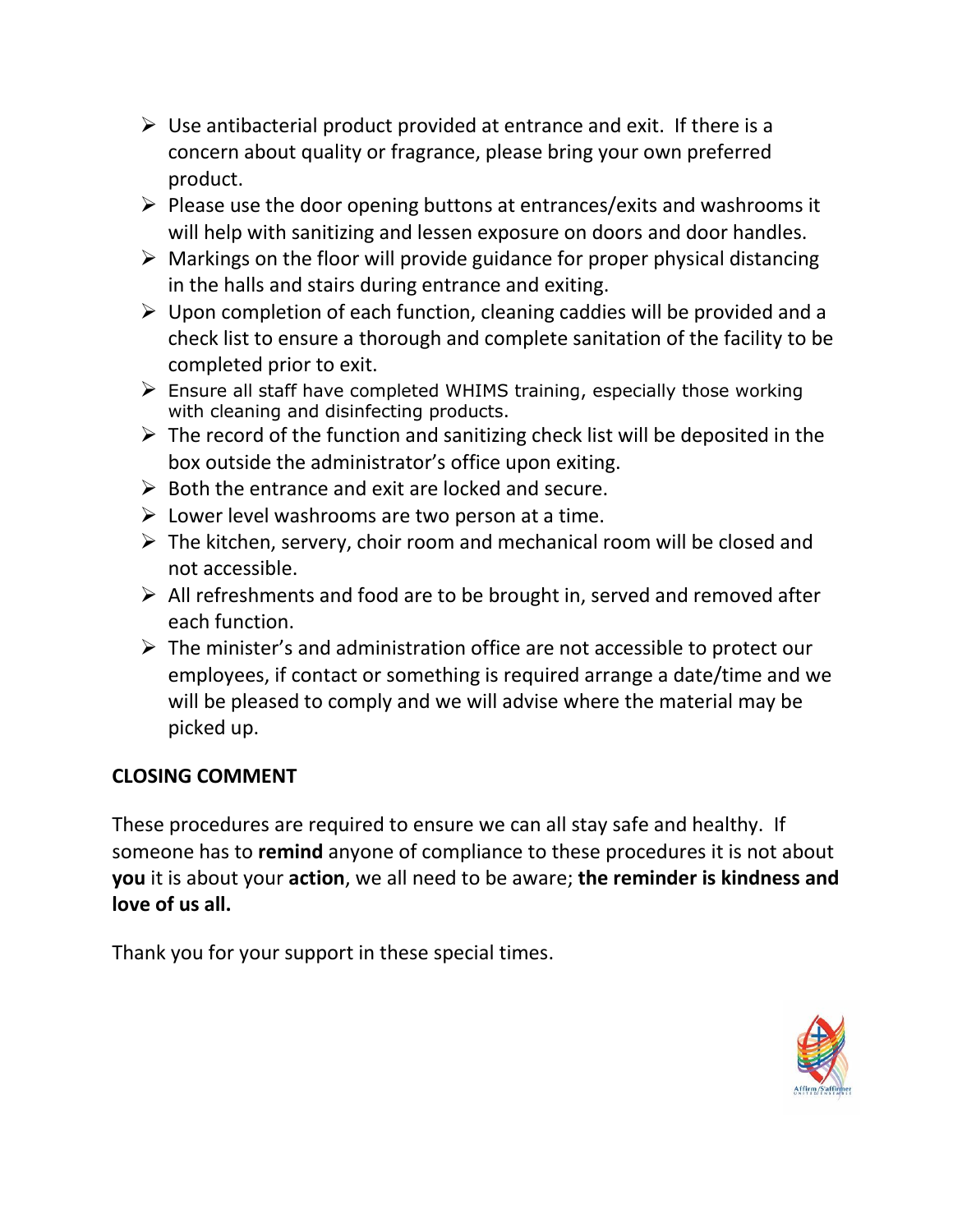- Use antibacterial product provided at entrance and exit. If there is a concern about quality or fragrance, please bring your own preferred product.
- Please use the door opening buttons at entrances/exits and washrooms it will help with sanitizing and lessen exposure on doors and door handles.
- Markings on the floor will provide guidance for proper physical distancing in the halls and stairs during entrance and exiting.
- Upon completion of each function, cleaning caddies will be provided and a check list to ensure a thorough and complete sanitation of the facility to be completed prior to exit.
- Ensure all staff have completed WHIMS training, especially those working with cleaning and disinfecting products.
- The record of the function and sanitizing check list will be deposited in the box outside the administrator's office upon exiting.
- Both the entrance and exit are locked and secure.
- Lower level washrooms are two person at a time.
- The kitchen, servery, choir room and mechanical room will be closed and not accessible.
- All refreshments and food are to be brought in, served and removed after each function.
- The minister's and administration office are not accessible to protect our employees, if contact or something is required arrange a date/time and we will be pleased to comply and we will advise where the material may be picked up.

**CLOSING COMMENT**

These procedures are required to ensure we can all stay safe and healthy. If someone has to **remind** anyone of compliance to these procedures it is not about **you** it is about your **action**, we all need to be aware; **the reminder is kindness and love of us all.**

Thank you for your support in these special times.